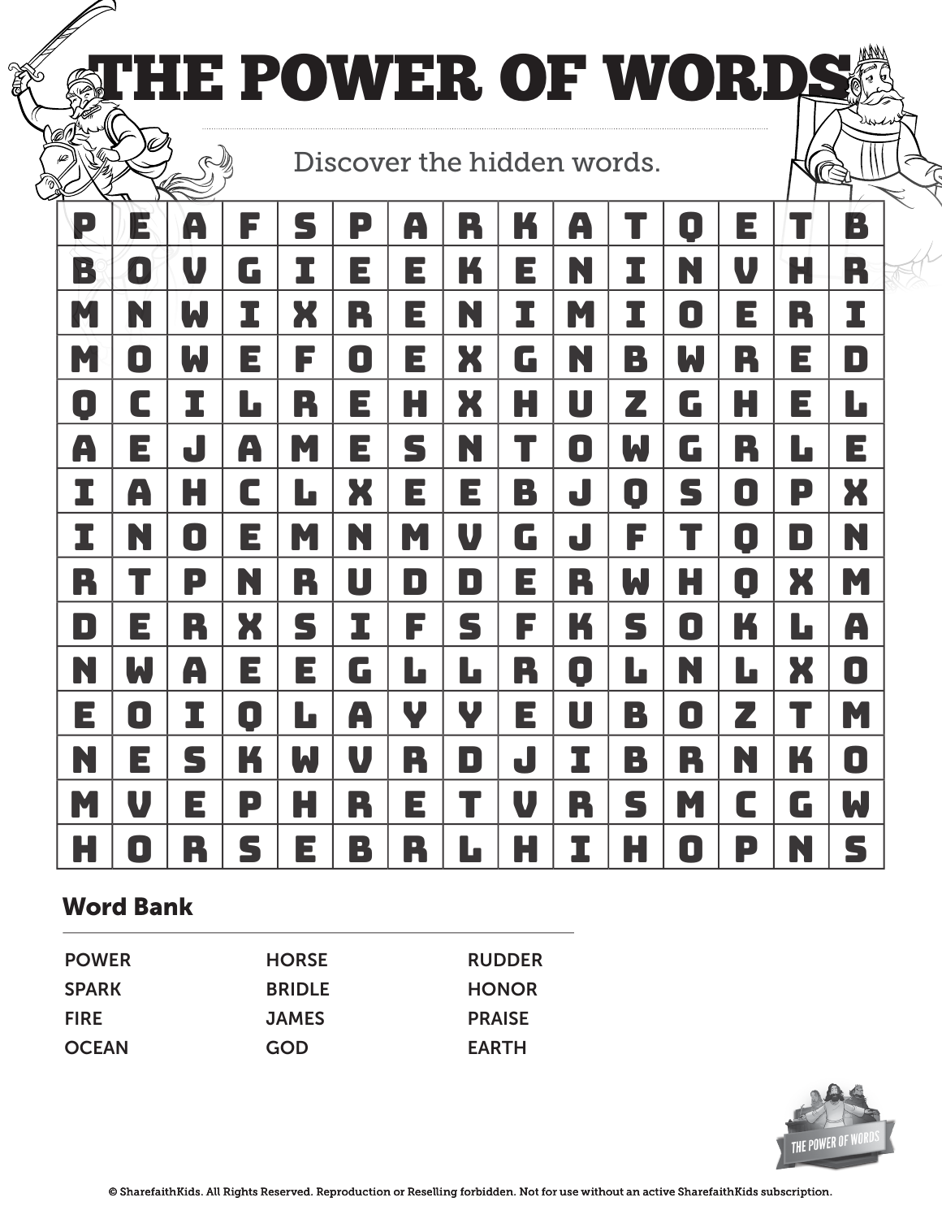# THE POWER OF WORDS

Discover the hidden words.

| | | | | | | | | | | | | | | |
|---|---|---|---|---|---|---|---|---|---|---|---|---|---|---|
| P | E | A | F | S | P | A | R | K | A | T | Q | E | T | B |
| B | O | V | G | I | E | E | K | E | N | I | N | V | H | R |
| M | N | W | I | X | R | E | N | I | M | I | O | E | R | I |
| M | O | W | E | F | O | E | X | G | N | B | W | R | E | D |
| Q | C | I | L | R | E | H | X | H | U | Z | G | H | E | L |
| A | E | J | A | M | E | S | N | T | O | W | G | R | L | E |
| I | A | H | C | L | X | E | E | B | J | Q | S | O | P | X |
| I | N | O | E | M | N | M | V | G | J | F | T | Q | D | N |
| R | T | P | N | R | U | D | D | E | R | W | H | Q | X | M |
| D | E | R | X | S | I | F | S | F | K | S | O | K | L | A |
| N | W | A | E | E | G | L | L | R | Q | L | N | L | X | O |
| E | O | I | Q | L | A | Y | Y | E | U | B | O | Z | T | M |
| N | E | S | K | W | V | R | D | J | I | B | R | N | K | O |
| M | V | E | P | H | R | E | T | V | R | S | M | C | G | W |
| H | O | R | S | E | B | R | L | H | I | H | O | P | N | S |

## Word Bank

- POWER
- SPARK
- FIRE
- OCEAN
- HORSE
- BRIDLE
- JAMES
- GOD
- RUDDER
- HONOR
- PRAISE
- EARTH

THE POWER OF WORDS

© SharefaithKids. All Rights Reserved. Reproduction or Reselling forbidden. Not for use without an active SharefaithKids subscription.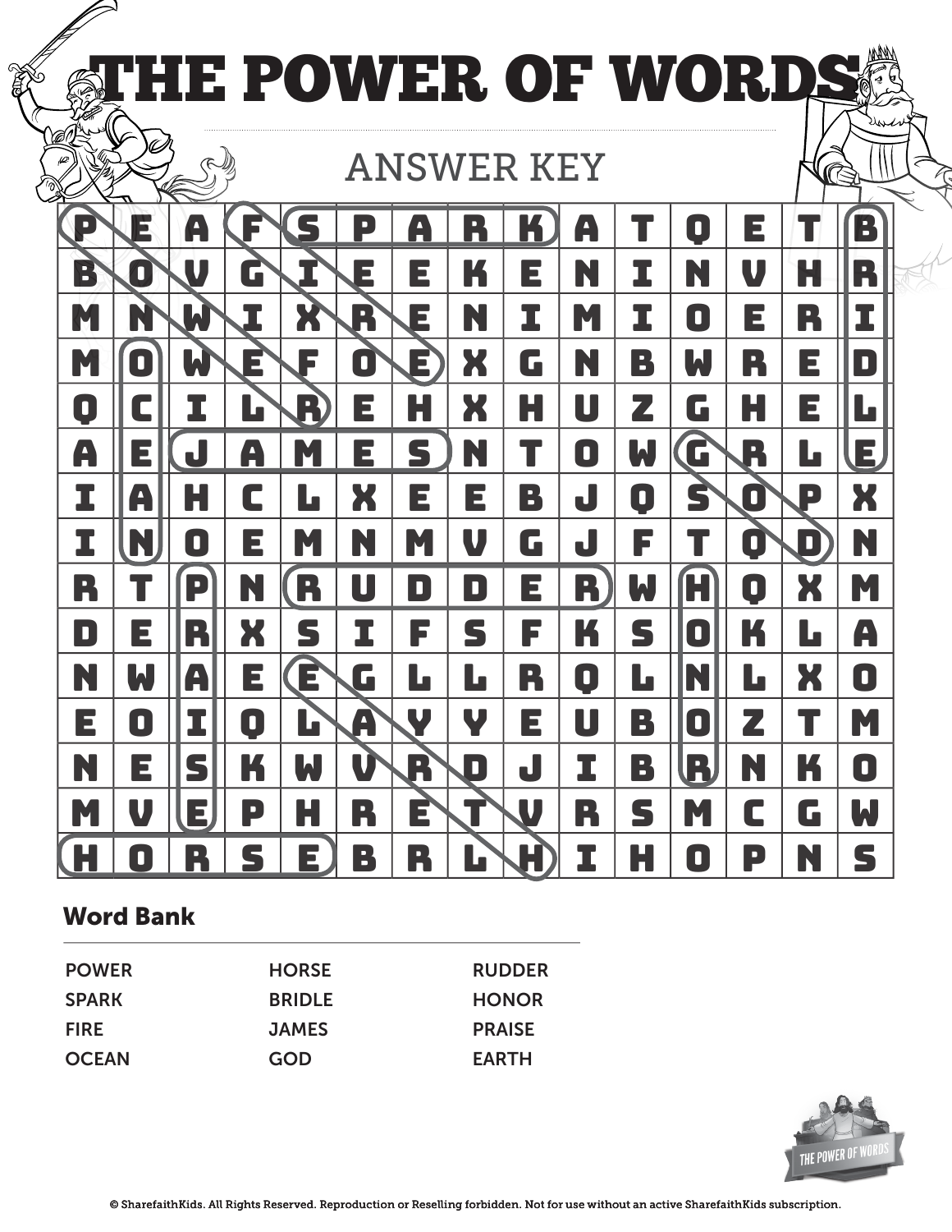# THE POWER OF WORDS

## ANSWER KEY

| | | | | | | | | | | | | | | |
|---|---|---|---|---|---|---|---|---|---|---|---|---|---|---|
| P | E | A | F | S | P | A | R | K | A | T | Q | E | T | B |
| B | O | V | G | I | E | E | K | E | N | I | N | V | H | R |
| M | N | W | I | X | R | E | N | I | M | I | O | E | R | I |
| M | O | W | E | F | O | E | X | G | N | B | W | R | E | D |
| Q | C | I | L | R | E | H | X | H | U | Z | G | H | E | L |
| A | E | J | A | M | E | S | N | T | O | W | G | R | L | E |
| I | A | H | C | L | X | E | E | B | J | Q | S | O | P | X |
| I | N | O | E | M | N | M | V | G | J | F | T | Q | D | N |
| R | T | P | N | R | U | D | D | E | R | W | H | Q | X | M |
| D | E | R | X | S | I | F | S | F | K | S | O | K | L | A |
| N | W | A | E | E | G | L | L | R | Q | L | N | L | X | O |
| E | O | I | Q | L | A | Y | Y | E | U | B | O | Z | T | M |
| N | E | S | K | W | V | R | D | J | I | B | R | N | K | O |
| M | V | E | P | H | R | E | T | V | R | S | M | C | G | W |
| H | O | R | S | E | B | R | L | H | I | H | O | P | N | S |

### Word Bank

| | | |
|---|---|---|
| POWER | HORSE | RUDDER |
| SPARK | BRIDLE | HONOR |
| FIRE | JAMES | PRAISE |
| OCEAN | GOD | EARTH |

© SharefaithKids. All Rights Reserved. Reproduction or Reselling forbidden. Not for use without an active SharefaithKids subscription.